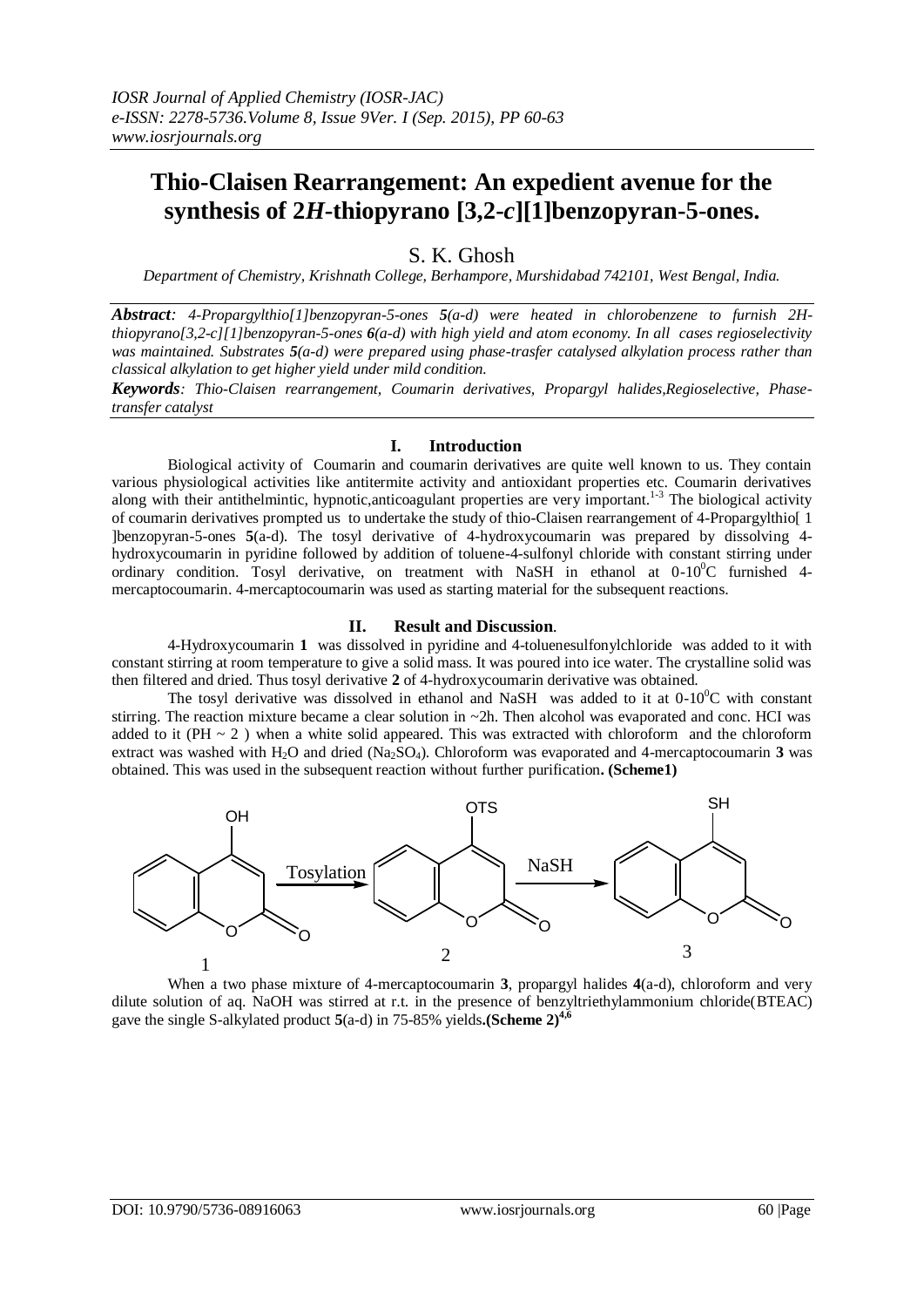# Thio-Claisen Rearrangement: An expedient avenue for the synthesis of 2*H*-thiopyrano [3,2-*c*][1]benzopyran-5-ones.

S. K. Ghosh

*Department of Chemistry, Krishnath College, Berhampore, Murshidabad 742101, West Bengal, India.*

***Abstract****: 4-Propargylthio[1]benzopyran-5-ones **5**(a-d) were heated in chlorobenzene to furnish 2H-thiopyrano[3,2-c][1]benzopyran-5-ones **6**(a-d) with high yield and atom economy. In all cases regioselectivity was maintained. Substrates **5**(a-d) were prepared using phase-trasfer catalysed alkylation process rather than classical alkylation to get higher yield under mild condition.*

***Keywords****: Thio-Claisen rearrangement, Coumarin derivatives, Propargyl halides,Regioselective, Phase-transfer catalyst*

## I. Introduction

Biological activity of Coumarin and coumarin derivatives are quite well known to us. They contain various physiological activities like antitermite activity and antioxidant properties etc. Coumarin derivatives along with their antithelmintic, hypnotic,anticoagulant properties are very important.[1-3] The biological activity of coumarin derivatives prompted us to undertake the study of thio-Claisen rearrangement of 4-Propargylthio[ 1 ]benzopyran-5-ones **5**(a-d). The tosyl derivative of 4-hydroxycoumarin was prepared by dissolving 4-hydroxycoumarin in pyridine followed by addition of toluene-4-sulfonyl chloride with constant stirring under ordinary condition. Tosyl derivative, on treatment with NaSH in ethanol at 0-10$^0$C furnished 4-mercaptocoumarin. 4-mercaptocoumarin was used as starting material for the subsequent reactions.

## II. Result and Discussion.

4-Hydroxycoumarin **1** was dissolved in pyridine and 4-toluenesulfonylchloride was added to it with constant stirring at room temperature to give a solid mass. It was poured into ice water. The crystalline solid was then filtered and dried. Thus tosyl derivative **2** of 4-hydroxycoumarin derivative was obtained.

The tosyl derivative was dissolved in ethanol and NaSH was added to it at 0-10$^0$C with constant stirring. The reaction mixture became a clear solution in ~2h. Then alcohol was evaporated and conc. HCI was added to it (PH ~ 2 ) when a white solid appeared. This was extracted with chloroform and the chloroform extract was washed with $H_2O$ and dried ($Na_2SO_4$). Chloroform was evaporated and 4-mercaptocoumarin **3** was obtained. This was used in the subsequent reaction without further purification**. (Scheme1)**

OH — 1 —Tosylation→ OTS — 2 —NaSH→ SH — 3

When a two phase mixture of 4-mercaptocoumarin **3**, propargyl halides **4**(a-d), chloroform and very dilute solution of aq. NaOH was stirred at r.t. in the presence of benzyltriethylammonium chloride(BTEAC) gave the single S-alkylated product **5**(a-d) in 75-85% yields**.(Scheme 2)**[4,6]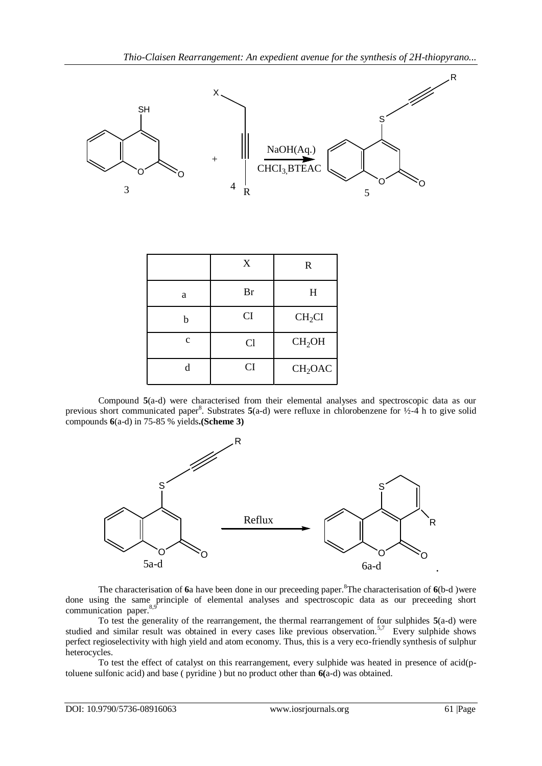| | X | R |
|---|---|---|
| a | Br | H |
| b | CI | $CH_2CI$ |
| c | Cl | $CH_2OH$ |
| d | CI | $CH_2OAC$ |

Compound **5**(a-d) were characterised from their elemental analyses and spectroscopic data as our previous short communicated paper[8]. Substrates **5**(a-d) were refluxe in chlorobenzene for ½-4 h to give solid compounds **6**(a-d) in 75-85 % yields **(Scheme 3)**

The characterisation of **6**a have been done in our preceeding paper.[8] The characterisation of **6**(b-d )were done using the same principle of elemental analyses and spectroscopic data as our preceeding short communication paper.[8,9]

To test the generality of the rearrangement, the thermal rearrangement of four sulphides **5**(a-d) were studied and similar result was obtained in every cases like previous observation.[5,7] Every sulphide shows perfect regioselectivity with high yield and atom economy. Thus, this is a very eco-friendly synthesis of sulphur heterocycles.

To test the effect of catalyst on this rearrangement, every sulphide was heated in presence of acid(p-toluene sulfonic acid) and base ( pyridine ) but no product other than **6(**a-d) was obtained.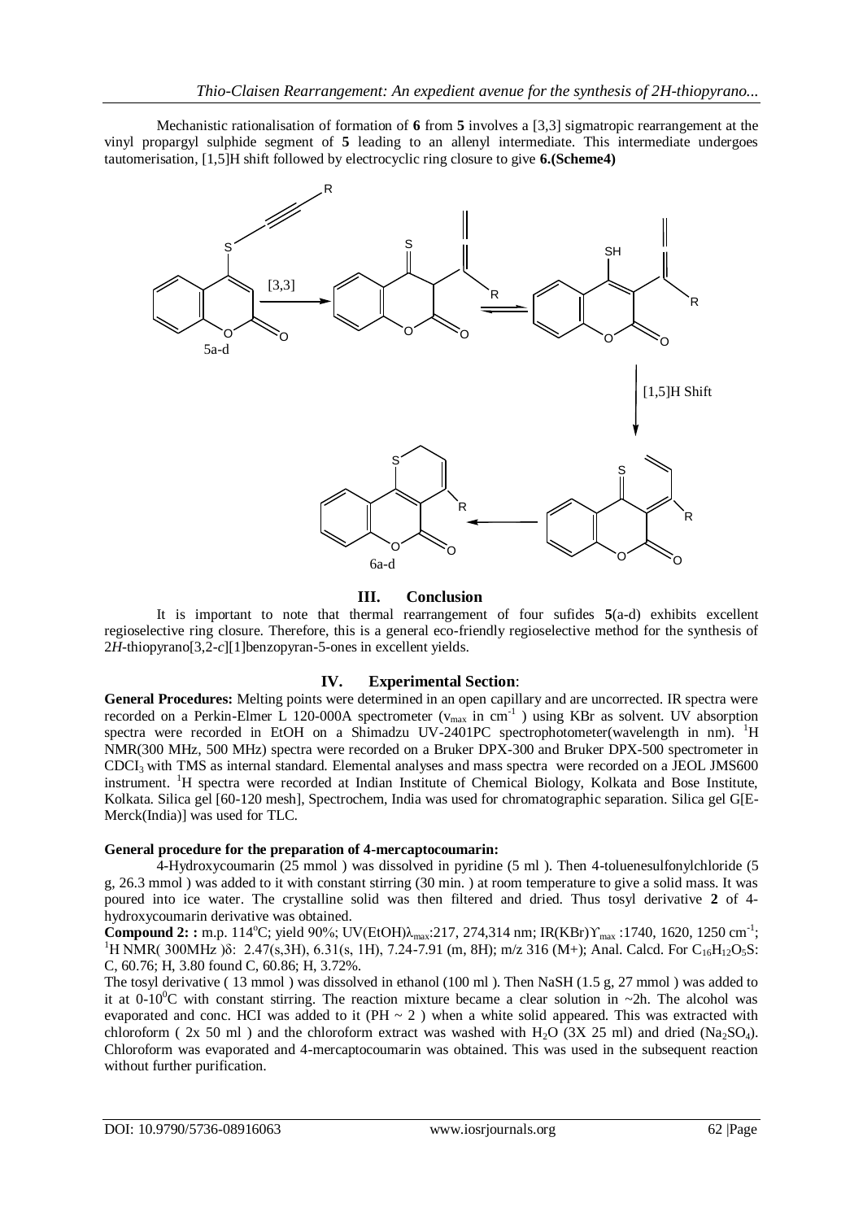Mechanistic rationalisation of formation of **6** from **5** involves a [3,3] sigmatropic rearrangement at the vinyl propargyl sulphide segment of **5** leading to an allenyl intermediate. This intermediate undergoes tautomerisation, [1,5]H shift followed by electrocyclic ring closure to give **6.(Scheme4)**

## III. Conclusion

It is important to note that thermal rearrangement of four sufides **5**(a-d) exhibits excellent regioselective ring closure. Therefore, this is a general eco-friendly regioselective method for the synthesis of 2*H*-thiopyrano[3,2-*c*][1]benzopyran-5-ones in excellent yields.

## IV. Experimental Section:

**General Procedures:** Melting points were determined in an open capillary and are uncorrected. IR spectra were recorded on a Perkin-Elmer L 120-000A spectrometer ($\nu_{max}$ in $cm^{-1}$ ) using KBr as solvent. UV absorption spectra were recorded in EtOH on a Shimadzu UV-2401PC spectrophotometer(wavelength in nm). $^{1}H$ NMR(300 MHz, 500 MHz) spectra were recorded on a Bruker DPX-300 and Bruker DPX-500 spectrometer in $CDCl_3$ with TMS as internal standard. Elemental analyses and mass spectra were recorded on a JEOL JMS600 instrument. $^{1}H$ spectra were recorded at Indian Institute of Chemical Biology, Kolkata and Bose Institute, Kolkata. Silica gel [60-120 mesh], Spectrochem, India was used for chromatographic separation. Silica gel G[E-Merck(India)] was used for TLC.

**General procedure for the preparation of 4-mercaptocoumarin:**

4-Hydroxycoumarin (25 mmol ) was dissolved in pyridine (5 ml ). Then 4-toluenesulfonylchloride (5 g, 26.3 mmol ) was added to it with constant stirring (30 min. ) at room temperature to give a solid mass. It was poured into ice water. The crystalline solid was then filtered and dried. Thus tosyl derivative **2** of 4-hydroxycoumarin derivative was obtained.

**Compound 2: :** m.p. 114°C; yield 90%; UV(EtOH)$\lambda_{max}$:217, 274,314 nm; IR(KBr)$\Upsilon_{max}$ :1740, 1620, 1250 $cm^{-1}$; $^{1}H$ NMR( 300MHz )δ: 2.47(s,3H), 6.31(s, 1H), 7.24-7.91 (m, 8H); m/z 316 (M+); Anal. Calcd. For $C_{16}H_{12}O_5S$: C, 60.76; H, 3.80 found C, 60.86; H, 3.72%.

The tosyl derivative ( 13 mmol ) was dissolved in ethanol (100 ml ). Then NaSH (1.5 g, 27 mmol ) was added to it at 0-10°C with constant stirring. The reaction mixture became a clear solution in ~2h. The alcohol was evaporated and conc. HCI was added to it (PH ~ 2 ) when a white solid appeared. This was extracted with chloroform ( 2x 50 ml ) and the chloroform extract was washed with $H_2O$ (3X 25 ml) and dried ($Na_2SO_4$). Chloroform was evaporated and 4-mercaptocoumarin was obtained. This was used in the subsequent reaction without further purification.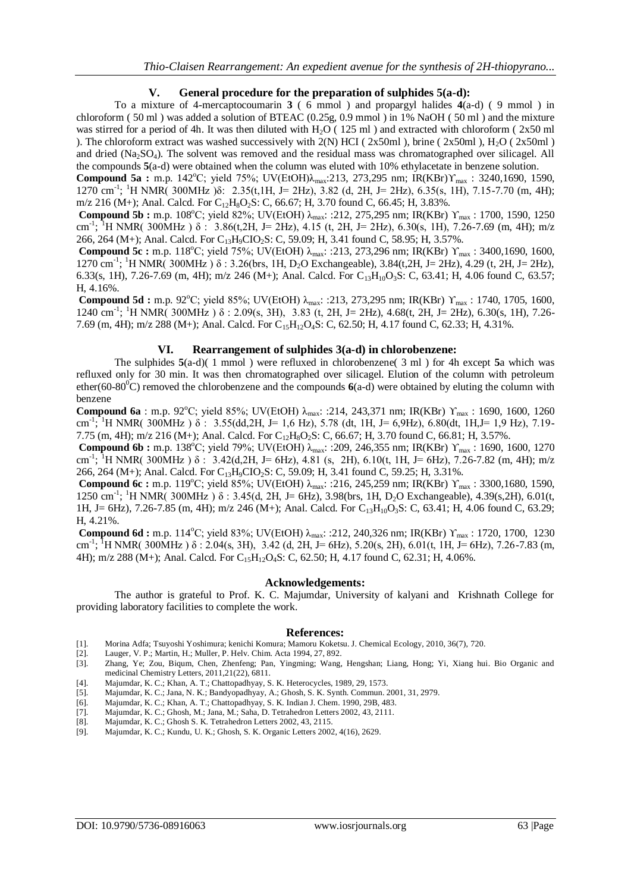## V. General procedure for the preparation of sulphides 5(a-d):

To a mixture of 4-mercaptocoumarin **3** ( 6 mmol ) and propargyl halides **4**(a-d) ( 9 mmol ) in chloroform ( 50 ml ) was added a solution of BTEAC (0.25g, 0.9 mmol ) in 1% NaOH ( 50 ml ) and the mixture was stirred for a period of 4h. It was then diluted with $H_2O$ ( 125 ml ) and extracted with chloroform ( 2x50 ml ). The chloroform extract was washed successively with 2(N) HCl ( 2x50ml ), brine ( 2x50ml ), $H_2O$ ( 2x50ml ) and dried ($Na_2SO_4$). The solvent was removed and the residual mass was chromatographed over silicagel. All the compounds **5**(a-d) were obtained when the column was eluted with 10% ethylacetate in benzene solution.

**Compound 5a :** m.p. 142°C; yield 75%; UV(EtOH)$\lambda_{max}$:213, 273,295 nm; IR(KBr)$\Upsilon_{max}$ : 3240,1690, 1590, 1270 cm$^{-1}$; $^1$H NMR( 300MHz )δ: 2.35(t,1H, J= 2Hz), 3.82 (d, 2H, J= 2Hz), 6.35(s, 1H), 7.15-7.70 (m, 4H); m/z 216 (M+); Anal. Calcd. For $C_{12}H_8O_2S$: C, 66.67; H, 3.70 found C, 66.45; H, 3.83%.

**Compound 5b :** m.p. 108°C; yield 82%; UV(EtOH) $\lambda_{max}$: :212, 275,295 nm; IR(KBr) $\Upsilon_{max}$ : 1700, 1590, 1250 cm$^{-1}$; $^1$H NMR( 300MHz ) δ : 3.86(t,2H, J= 2Hz), 4.15 (t, 2H, J= 2Hz), 6.30(s, 1H), 7.26-7.69 (m, 4H); m/z 266, 264 (M+); Anal. Calcd. For $C_{13}H_9ClO_2S$: C, 59.09; H, 3.41 found C, 58.95; H, 3.57%.

**Compound 5c :** m.p. 118°C; yield 75%; UV(EtOH) $\lambda_{max}$: :213, 273,296 nm; IR(KBr) $\Upsilon_{max}$ : 3400,1690, 1600, 1270 cm$^{-1}$; $^1$H NMR( 300MHz ) δ : 3.26(brs, 1H, $D_2O$ Exchangeable), 3.84(t,2H, J= 2Hz), 4.29 (t, 2H, J= 2Hz), 6.33(s, 1H), 7.26-7.69 (m, 4H); m/z 246 (M+); Anal. Calcd. For $C_{13}H_{10}O_3S$: C, 63.41; H, 4.06 found C, 63.57; H, 4.16%.

**Compound 5d :** m.p. 92°C; yield 85%; UV(EtOH) $\lambda_{max}$: :213, 273,295 nm; IR(KBr) $\Upsilon_{max}$ : 1740, 1705, 1600, 1240 cm$^{-1}$; $^1$H NMR( 300MHz ) δ : 2.09(s, 3H), 3.83 (t, 2H, J= 2Hz), 4.68(t, 2H, J= 2Hz), 6.30(s, 1H), 7.26-7.69 (m, 4H); m/z 288 (M+); Anal. Calcd. For $C_{15}H_{12}O_4S$: C, 62.50; H, 4.17 found C, 62.33; H, 4.31%.

## VI. Rearrangement of sulphides 3(a-d) in chlorobenzene:

The sulphides **5**(a-d)( 1 mmol ) were refluxed in chlorobenzene( 3 ml ) for 4h except **5**a which was refluxed only for 30 min. It was then chromatographed over silicagel. Elution of the column with petroleum ether(60-80$^0$C) removed the chlorobenzene and the compounds **6**(a-d) were obtained by eluting the column with benzene

**Compound 6a** : m.p. 92°C; yield 85%; UV(EtOH) $\lambda_{max}$: :214, 243,371 nm; IR(KBr) $\Upsilon_{max}$ : 1690, 1600, 1260 cm$^{-1}$; $^1$H NMR( 300MHz ) δ : 3.55(dd,2H, J= 1,6 Hz), 5.78 (dt, 1H, J= 6,9Hz), 6.80(dt, 1H,J= 1,9 Hz), 7.19-7.75 (m, 4H); m/z 216 (M+); Anal. Calcd. For $C_{12}H_8O_2S$: C, 66.67; H, 3.70 found C, 66.81; H, 3.57%.

**Compound 6b :** m.p. 138°C; yield 79%; UV(EtOH) $\lambda_{max}$: :209, 246,355 nm; IR(KBr) $\Upsilon_{max}$ : 1690, 1600, 1270 cm$^{-1}$; $^1$H NMR( 300MHz ) δ : 3.42(d,2H, J= 6Hz), 4.81 (s, 2H), 6.10(t, 1H, J= 6Hz), 7.26-7.82 (m, 4H); m/z 266, 264 (M+); Anal. Calcd. For $C_{13}H_9ClO_2S$: C, 59.09; H, 3.41 found C, 59.25; H, 3.31%.

**Compound 6c :** m.p. 119°C; yield 85%; UV(EtOH) $\lambda_{max}$: :216, 245,259 nm; IR(KBr) $\Upsilon_{max}$ : 3300,1680, 1590, 1250 cm$^{-1}$; $^1$H NMR( 300MHz ) δ : 3.45(d, 2H, J= 6Hz), 3.98(brs, 1H, $D_2O$ Exchangeable), 4.39(s,2H), 6.01(t, 1H, J= 6Hz), 7.26-7.85 (m, 4H); m/z 246 (M+); Anal. Calcd. For $C_{13}H_{10}O_3S$: C, 63.41; H, 4.06 found C, 63.29; H, 4.21%.

**Compound 6d :** m.p. 114°C; yield 83%; UV(EtOH) $\lambda_{max}$: :212, 240,326 nm; IR(KBr) $\Upsilon_{max}$ : 1720, 1700, 1230 cm$^{-1}$; $^1$H NMR( 300MHz ) δ : 2.04(s, 3H), 3.42 (d, 2H, J= 6Hz), 5.20(s, 2H), 6.01(t, 1H, J= 6Hz), 7.26-7.83 (m, 4H); m/z 288 (M+); Anal. Calcd. For $C_{15}H_{12}O_4S$: C, 62.50; H, 4.17 found C, 62.31; H, 4.06%.

## Acknowledgements:

The author is grateful to Prof. K. C. Majumdar, University of kalyani and Krishnath College for providing laboratory facilities to complete the work.

## References:

[1]. Morina Adfa; Tsuyoshi Yoshimura; kenichi Komura; Mamoru Koketsu. J. Chemical Ecology, 2010, 36(7), 720.
[2]. Lauger, V. P.; Martin, H.; Muller, P. Helv. Chim. Acta 1994, 27, 892.
[3]. Zhang, Ye; Zou, Biqum, Chen, Zhenfeng; Pan, Yingming; Wang, Hengshan; Liang, Hong; Yi, Xiang hui. Bio Organic and medicinal Chemistry Letters, 2011,21(22), 6811.
[4]. Majumdar, K. C.; Khan, A. T.; Chattopadhyay, S. K. Heterocycles, 1989, 29, 1573.
[5]. Majumdar, K. C.; Jana, N. K.; Bandyopadhyay, A.; Ghosh, S. K. Synth. Commun. 2001, 31, 2979.
[6]. Majumdar, K. C.; Khan, A. T.; Chattopadhyay, S. K. Indian J. Chem. 1990, 29B, 483.
[7]. Majumdar, K. C.; Ghosh, M.; Jana, M.; Saha, D. Tetrahedron Letters 2002, 43, 2111.
[8]. Majumdar, K. C.; Ghosh S. K. Tetrahedron Letters 2002, 43, 2115.
[9]. Majumdar, K. C.; Kundu, U. K.; Ghosh, S. K. Organic Letters 2002, 4(16), 2629.